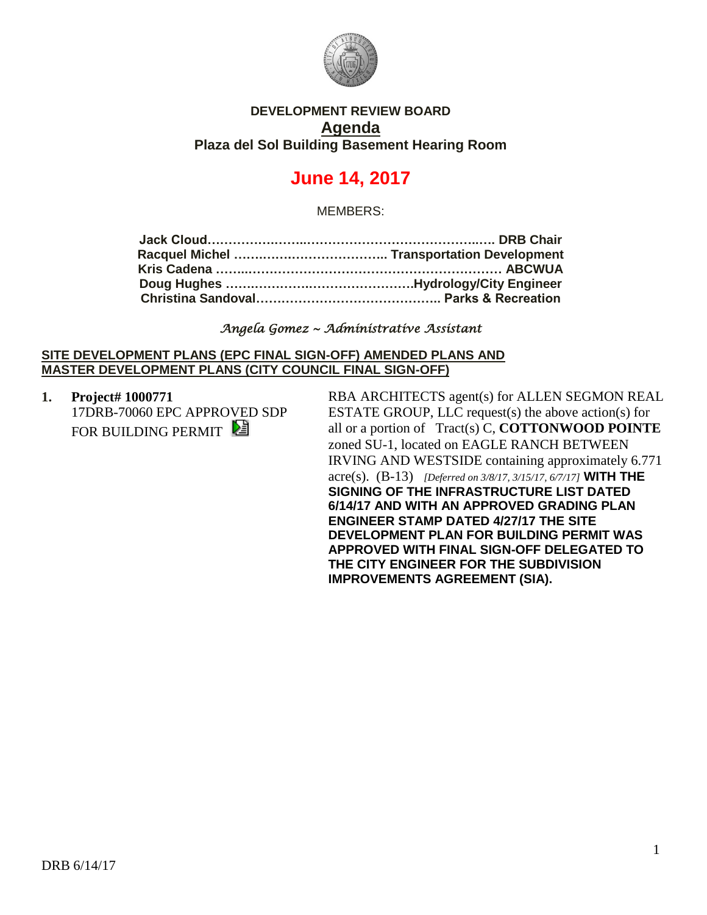**DEVELOPMENT REVIEW BOARD**

**Agenda**

**Plaza del Sol Building Basement Hearing Room**

# June 14, 2017

MEMBERS:

**Jack Cloud……………………………………………………… DRB Chair**
**Racquel Michel ……………………………… Transportation Development**
**Kris Cadena ……………………………………………………… ABCWUA**
**Doug Hughes ………………………………………Hydrology/City Engineer**
**Christina Sandoval…………………………………… Parks & Recreation**

*Angela Gomez ~ Administrative Assistant*

**SITE DEVELOPMENT PLANS (EPC FINAL SIGN-OFF) AMENDED PLANS AND MASTER DEVELOPMENT PLANS (CITY COUNCIL FINAL SIGN-OFF)**

1. **Project# 1000771**
   17DRB-70060 EPC APPROVED SDP FOR BUILDING PERMIT

   RBA ARCHITECTS agent(s) for ALLEN SEGMON REAL ESTATE GROUP, LLC request(s) the above action(s) for all or a portion of Tract(s) C, **COTTONWOOD POINTE** zoned SU-1, located on EAGLE RANCH BETWEEN IRVING AND WESTSIDE containing approximately 6.771 acre(s). (B-13) *[Deferred on 3/8/17, 3/15/17, 6/7/17]* **WITH THE SIGNING OF THE INFRASTRUCTURE LIST DATED 6/14/17 AND WITH AN APPROVED GRADING PLAN ENGINEER STAMP DATED 4/27/17 THE SITE DEVELOPMENT PLAN FOR BUILDING PERMIT WAS APPROVED WITH FINAL SIGN-OFF DELEGATED TO THE CITY ENGINEER FOR THE SUBDIVISION IMPROVEMENTS AGREEMENT (SIA).**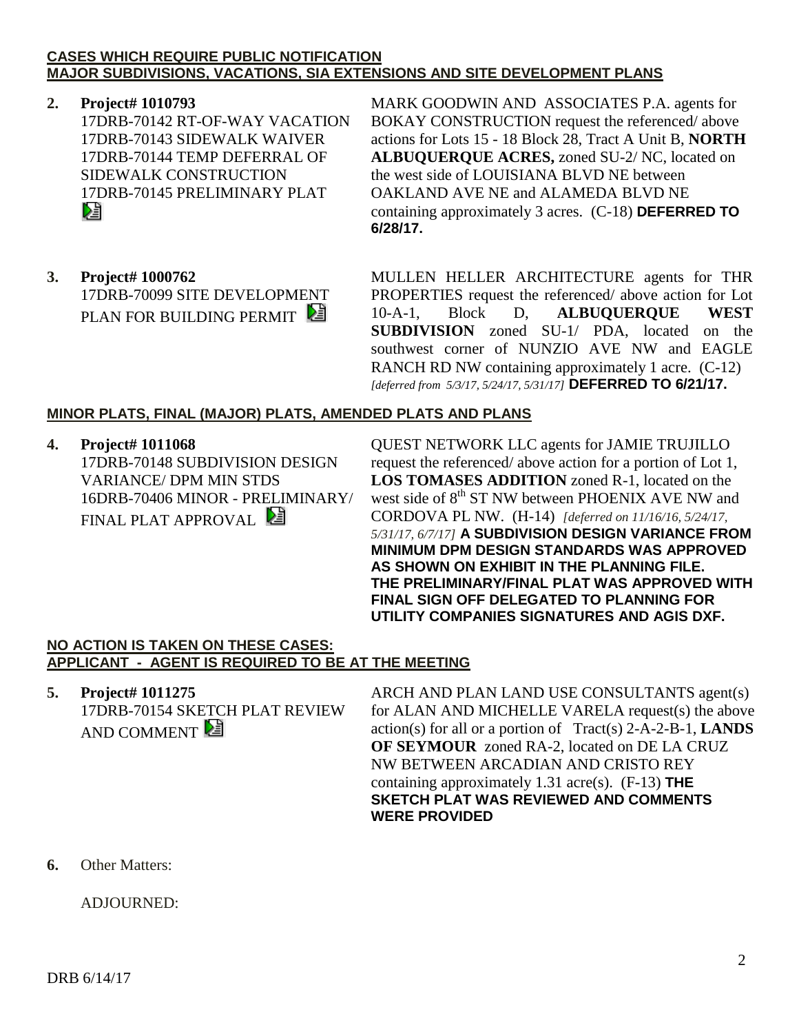**CASES WHICH REQUIRE PUBLIC NOTIFICATION**
**MAJOR SUBDIVISIONS, VACATIONS, SIA EXTENSIONS AND SITE DEVELOPMENT PLANS**

**2. Project# 1010793**
17DRB-70142 RT-OF-WAY VACATION
17DRB-70143 SIDEWALK WAIVER
17DRB-70144 TEMP DEFERRAL OF SIDEWALK CONSTRUCTION
17DRB-70145 PRELIMINARY PLAT

MARK GOODWIN AND ASSOCIATES P.A. agents for BOKAY CONSTRUCTION request the referenced/ above actions for Lots 15 - 18 Block 28, Tract A Unit B, **NORTH ALBUQUERQUE ACRES,** zoned SU-2/ NC, located on the west side of LOUISIANA BLVD NE between OAKLAND AVE NE and ALAMEDA BLVD NE containing approximately 3 acres. (C-18) **DEFERRED TO 6/28/17.**

**3. Project# 1000762**
17DRB-70099 SITE DEVELOPMENT PLAN FOR BUILDING PERMIT

MULLEN HELLER ARCHITECTURE agents for THR PROPERTIES request the referenced/ above action for Lot 10-A-1, Block D, **ALBUQUERQUE WEST SUBDIVISION** zoned SU-1/ PDA, located on the southwest corner of NUNZIO AVE NW and EAGLE RANCH RD NW containing approximately 1 acre. (C-12) *[deferred from 5/3/17, 5/24/17, 5/31/17]* **DEFERRED TO 6/21/17.**

**MINOR PLATS, FINAL (MAJOR) PLATS, AMENDED PLATS AND PLANS**

**4. Project# 1011068**
17DRB-70148 SUBDIVISION DESIGN VARIANCE/ DPM MIN STDS
16DRB-70406 MINOR - PRELIMINARY/ FINAL PLAT APPROVAL

QUEST NETWORK LLC agents for JAMIE TRUJILLO request the referenced/ above action for a portion of Lot 1, **LOS TOMASES ADDITION** zoned R-1, located on the west side of 8th ST NW between PHOENIX AVE NW and CORDOVA PL NW. (H-14) *[deferred on 11/16/16, 5/24/17, 5/31/17, 6/7/17]* **A SUBDIVISION DESIGN VARIANCE FROM MINIMUM DPM DESIGN STANDARDS WAS APPROVED AS SHOWN ON EXHIBIT IN THE PLANNING FILE. THE PRELIMINARY/FINAL PLAT WAS APPROVED WITH FINAL SIGN OFF DELEGATED TO PLANNING FOR UTILITY COMPANIES SIGNATURES AND AGIS DXF.**

**NO ACTION IS TAKEN ON THESE CASES:**
**APPLICANT - AGENT IS REQUIRED TO BE AT THE MEETING**

**5. Project# 1011275**
17DRB-70154 SKETCH PLAT REVIEW AND COMMENT

ARCH AND PLAN LAND USE CONSULTANTS agent(s) for ALAN AND MICHELLE VARELA request(s) the above action(s) for all or a portion of Tract(s) 2-A-2-B-1, **LANDS OF SEYMOUR** zoned RA-2, located on DE LA CRUZ NW BETWEEN ARCADIAN AND CRISTO REY containing approximately 1.31 acre(s). (F-13) **THE SKETCH PLAT WAS REVIEWED AND COMMENTS WERE PROVIDED**

**6.** Other Matters:

ADJOURNED:

DRB 6/14/17